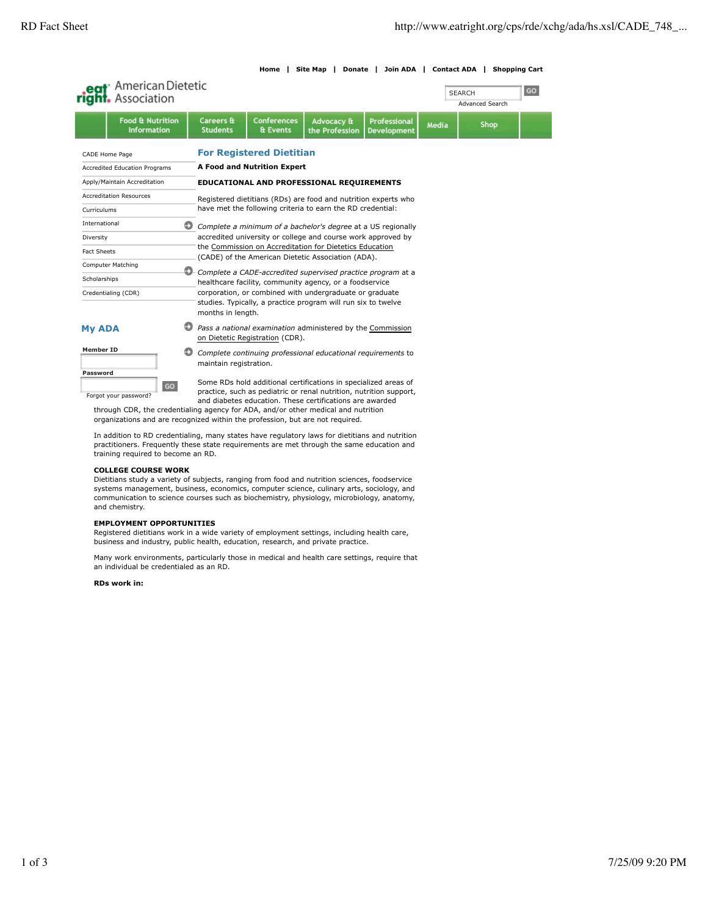Home | Site Map | Donate | Join ADA | Contact ADA | Shopping Cart

American Dietetic Association

Food & Nutrition Information | Careers & Students | Conferences & Events | Advocacy & the Profession | Professional Development | Media | Shop

- CADE Home Page
- Accredited Education Programs
- Apply/Maintain Accreditation
- Accreditation Resources
- Curriculums
- International
- Diversity
- Fact Sheets
- Computer Matching
- Scholarships
- Credentialing (CDR)

## For Registered Dietitian

**A Food and Nutrition Expert**

**EDUCATIONAL AND PROFESSIONAL REQUIREMENTS**

Registered dietitians (RDs) are food and nutrition experts who have met the following criteria to earn the RD credential:

- *Complete a minimum of a bachelor's degree* at a US regionally accredited university or college and course work approved by the Commission on Accreditation for Dietetics Education (CADE) of the American Dietetic Association (ADA).
- *Complete a CADE-accredited supervised practice program* at a healthcare facility, community agency, or a foodservice corporation, or combined with undergraduate or graduate studies. Typically, a practice program will run six to twelve months in length.
- *Pass a national examination* administered by the Commission on Dietetic Registration (CDR).
- *Complete continuing professional educational requirements* to maintain registration.

Some RDs hold additional certifications in specialized areas of practice, such as pediatric or renal nutrition, nutrition support, and diabetes education. These certifications are awarded through CDR, the credentialing agency for ADA, and/or other medical and nutrition organizations and are recognized within the profession, but are not required.

In addition to RD credentialing, many states have regulatory laws for dietitians and nutrition practitioners. Frequently these state requirements are met through the same education and training required to become an RD.

**COLLEGE COURSE WORK**
Dietitians study a variety of subjects, ranging from food and nutrition sciences, foodservice systems management, business, economics, computer science, culinary arts, sociology, and communication to science courses such as biochemistry, physiology, microbiology, anatomy, and chemistry.

**EMPLOYMENT OPPORTUNITIES**
Registered dietitians work in a wide variety of employment settings, including health care, business and industry, public health, education, research, and private practice.

Many work environments, particularly those in medical and health care settings, require that an individual be credentialed as an RD.

**RDs work in:**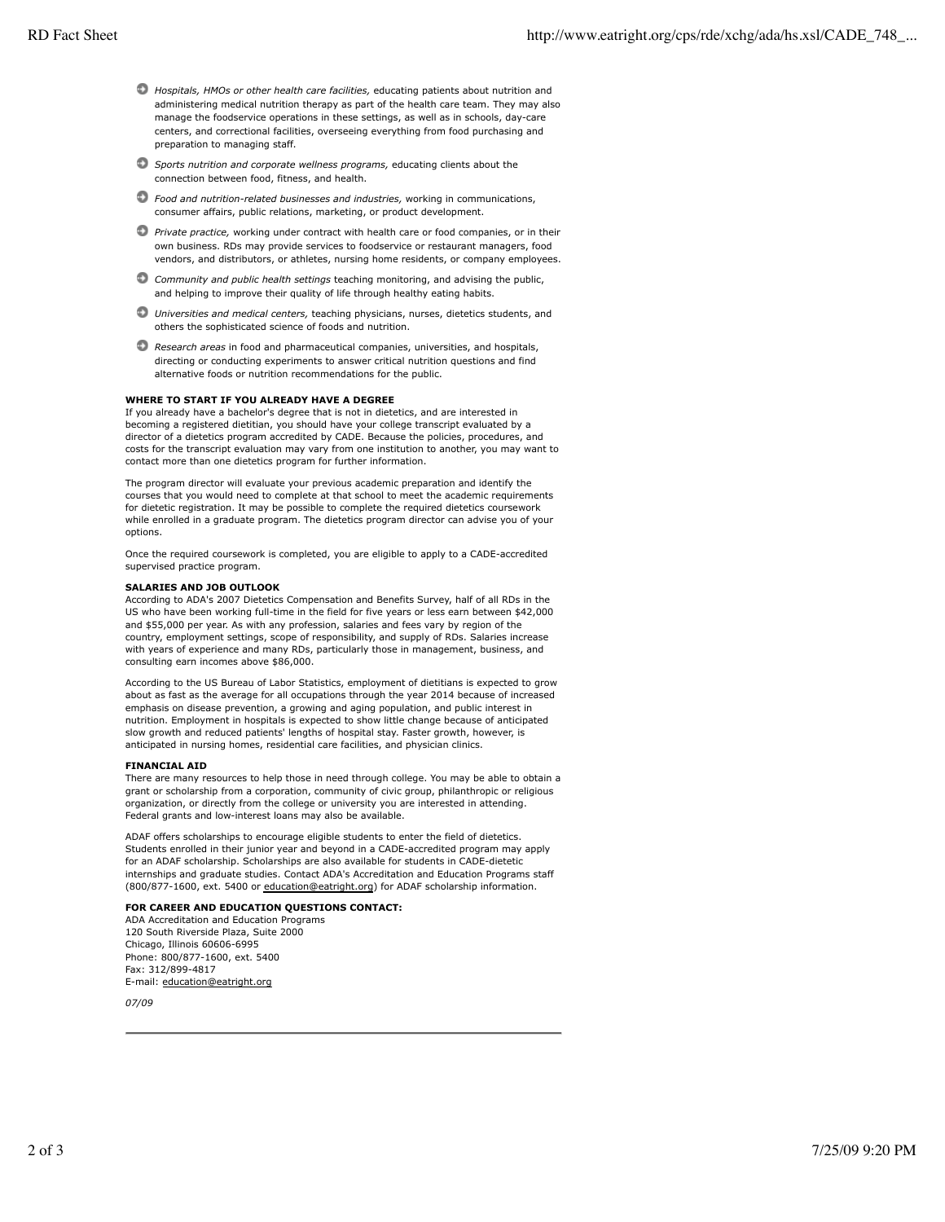- *Hospitals, HMOs or other health care facilities,* educating patients about nutrition and administering medical nutrition therapy as part of the health care team. They may also manage the foodservice operations in these settings, as well as in schools, day-care centers, and correctional facilities, overseeing everything from food purchasing and preparation to managing staff.
- *Sports nutrition and corporate wellness programs,* educating clients about the connection between food, fitness, and health.
- *Food and nutrition-related businesses and industries,* working in communications, consumer affairs, public relations, marketing, or product development.
- *Private practice,* working under contract with health care or food companies, or in their own business. RDs may provide services to foodservice or restaurant managers, food vendors, and distributors, or athletes, nursing home residents, or company employees.
- *Community and public health settings* teaching monitoring, and advising the public, and helping to improve their quality of life through healthy eating habits.
- *Universities and medical centers,* teaching physicians, nurses, dietetics students, and others the sophisticated science of foods and nutrition.
- *Research areas* in food and pharmaceutical companies, universities, and hospitals, directing or conducting experiments to answer critical nutrition questions and find alternative foods or nutrition recommendations for the public.

**WHERE TO START IF YOU ALREADY HAVE A DEGREE**

If you already have a bachelor's degree that is not in dietetics, and are interested in becoming a registered dietitian, you should have your college transcript evaluated by a director of a dietetics program accredited by CADE. Because the policies, procedures, and costs for the transcript evaluation may vary from one institution to another, you may want to contact more than one dietetics program for further information.

The program director will evaluate your previous academic preparation and identify the courses that you would need to complete at that school to meet the academic requirements for dietetic registration. It may be possible to complete the required dietetics coursework while enrolled in a graduate program. The dietetics program director can advise you of your options.

Once the required coursework is completed, you are eligible to apply to a CADE-accredited supervised practice program.

**SALARIES AND JOB OUTLOOK**

According to ADA's 2007 Dietetics Compensation and Benefits Survey, half of all RDs in the US who have been working full-time in the field for five years or less earn between $42,000 and $55,000 per year. As with any profession, salaries and fees vary by region of the country, employment settings, scope of responsibility, and supply of RDs. Salaries increase with years of experience and many RDs, particularly those in management, business, and consulting earn incomes above $86,000.

According to the US Bureau of Labor Statistics, employment of dietitians is expected to grow about as fast as the average for all occupations through the year 2014 because of increased emphasis on disease prevention, a growing and aging population, and public interest in nutrition. Employment in hospitals is expected to show little change because of anticipated slow growth and reduced patients' lengths of hospital stay. Faster growth, however, is anticipated in nursing homes, residential care facilities, and physician clinics.

**FINANCIAL AID**

There are many resources to help those in need through college. You may be able to obtain a grant or scholarship from a corporation, community of civic group, philanthropic or religious organization, or directly from the college or university you are interested in attending. Federal grants and low-interest loans may also be available.

ADAF offers scholarships to encourage eligible students to enter the field of dietetics. Students enrolled in their junior year and beyond in a CADE-accredited program may apply for an ADAF scholarship. Scholarships are also available for students in CADE-dietetic internships and graduate studies. Contact ADA's Accreditation and Education Programs staff (800/877-1600, ext. 5400 or education@eatright.org) for ADAF scholarship information.

**FOR CAREER AND EDUCATION QUESTIONS CONTACT:**

ADA Accreditation and Education Programs
120 South Riverside Plaza, Suite 2000
Chicago, Illinois 60606-6995
Phone: 800/877-1600, ext. 5400
Fax: 312/899-4817
E-mail: education@eatright.org

*07/09*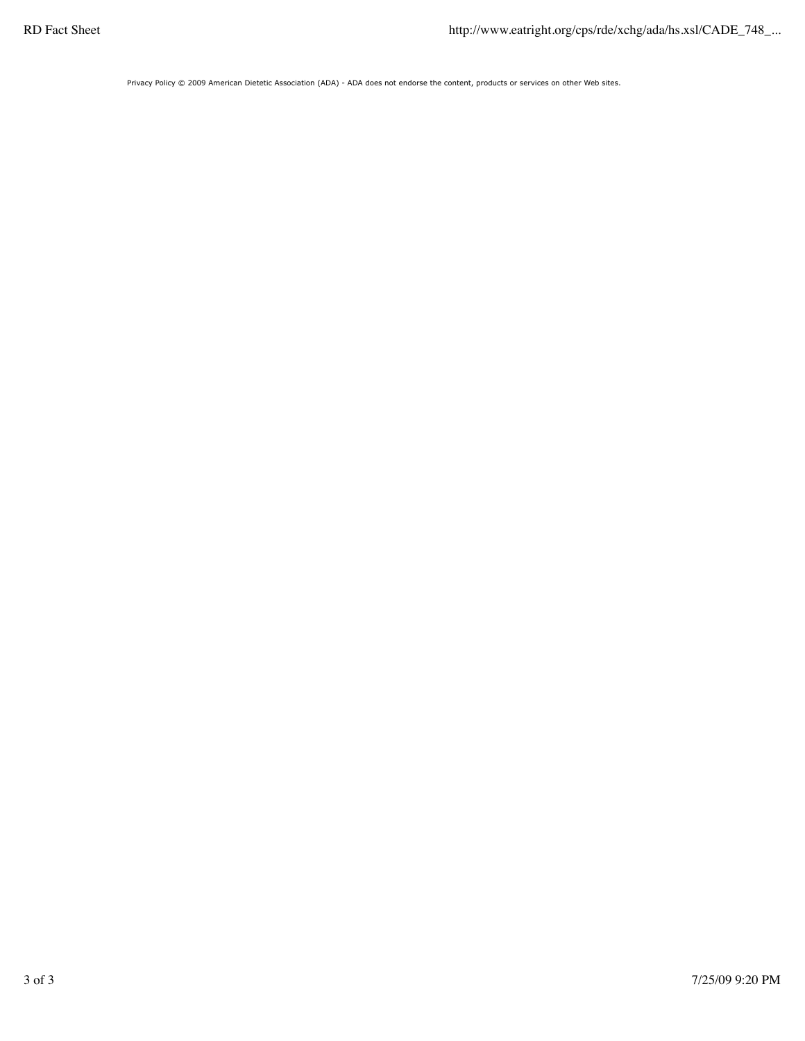Privacy Policy © 2009 American Dietetic Association (ADA) - ADA does not endorse the content, products or services on other Web sites.